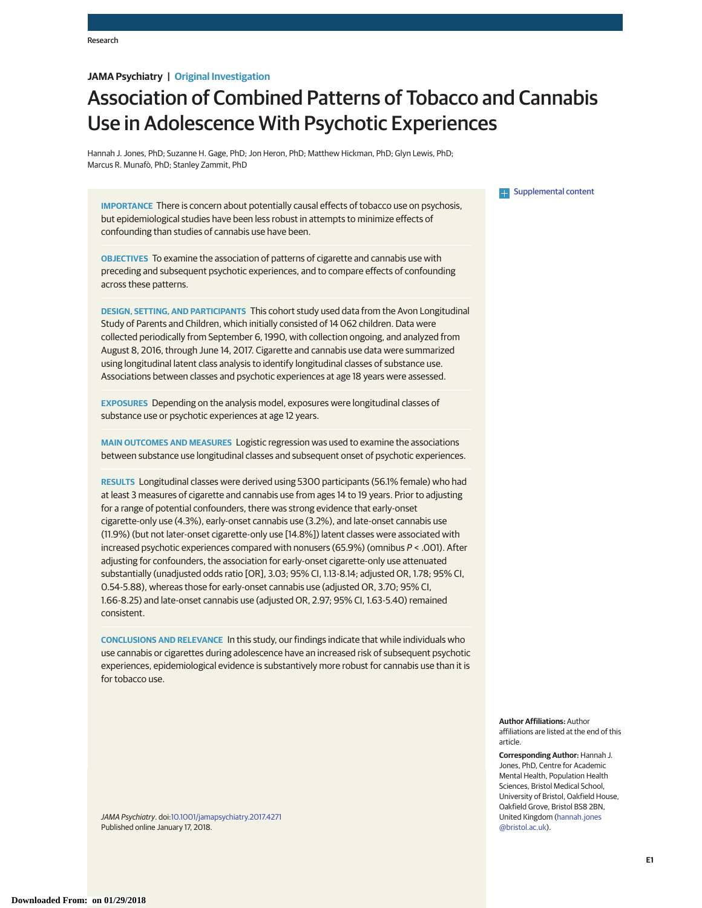JAMA Psychiatry | Original Investigation

# Association of Combined Patterns of Tobacco and Cannabis Use in Adolescence With Psychotic Experiences

Hannah J. Jones, PhD; Suzanne H. Gage, PhD; Jon Heron, PhD; Matthew Hickman, PhD; Glyn Lewis, PhD; Marcus R. Munafò, PhD; Stanley Zammit, PhD

Supplemental content

**IMPORTANCE** There is concern about potentially causal effects of tobacco use on psychosis, but epidemiological studies have been less robust in attempts to minimize effects of confounding than studies of cannabis use have been.

**OBJECTIVES** To examine the association of patterns of cigarette and cannabis use with preceding and subsequent psychotic experiences, and to compare effects of confounding across these patterns.

**DESIGN, SETTING, AND PARTICIPANTS** This cohort study used data from the Avon Longitudinal Study of Parents and Children, which initially consisted of 14 062 children. Data were collected periodically from September 6, 1990, with collection ongoing, and analyzed from August 8, 2016, through June 14, 2017. Cigarette and cannabis use data were summarized using longitudinal latent class analysis to identify longitudinal classes of substance use. Associations between classes and psychotic experiences at age 18 years were assessed.

**EXPOSURES** Depending on the analysis model, exposures were longitudinal classes of substance use or psychotic experiences at age 12 years.

**MAIN OUTCOMES AND MEASURES** Logistic regression was used to examine the associations between substance use longitudinal classes and subsequent onset of psychotic experiences.

**RESULTS** Longitudinal classes were derived using 5300 participants (56.1% female) who had at least 3 measures of cigarette and cannabis use from ages 14 to 19 years. Prior to adjusting for a range of potential confounders, there was strong evidence that early-onset cigarette-only use (4.3%), early-onset cannabis use (3.2%), and late-onset cannabis use (11.9%) (but not later-onset cigarette-only use [14.8%]) latent classes were associated with increased psychotic experiences compared with nonusers (65.9%) (omnibus $P < .001$). After adjusting for confounders, the association for early-onset cigarette-only use attenuated substantially (unadjusted odds ratio [OR], 3.03; 95% CI, 1.13-8.14; adjusted OR, 1.78; 95% CI, 0.54-5.88), whereas those for early-onset cannabis use (adjusted OR, 3.70; 95% CI, 1.66-8.25) and late-onset cannabis use (adjusted OR, 2.97; 95% CI, 1.63-5.40) remained consistent.

**CONCLUSIONS AND RELEVANCE** In this study, our findings indicate that while individuals who use cannabis or cigarettes during adolescence have an increased risk of subsequent psychotic experiences, epidemiological evidence is substantively more robust for cannabis use than it is for tobacco use.

*JAMA Psychiatry*. doi:10.1001/jamapsychiatry.2017.4271
Published online January 17, 2018.

**Author Affiliations:** Author affiliations are listed at the end of this article.

**Corresponding Author:** Hannah J. Jones, PhD, Centre for Academic Mental Health, Population Health Sciences, Bristol Medical School, University of Bristol, Oakfield House, Oakfield Grove, Bristol BS8 2BN, United Kingdom (hannah.jones@bristol.ac.uk).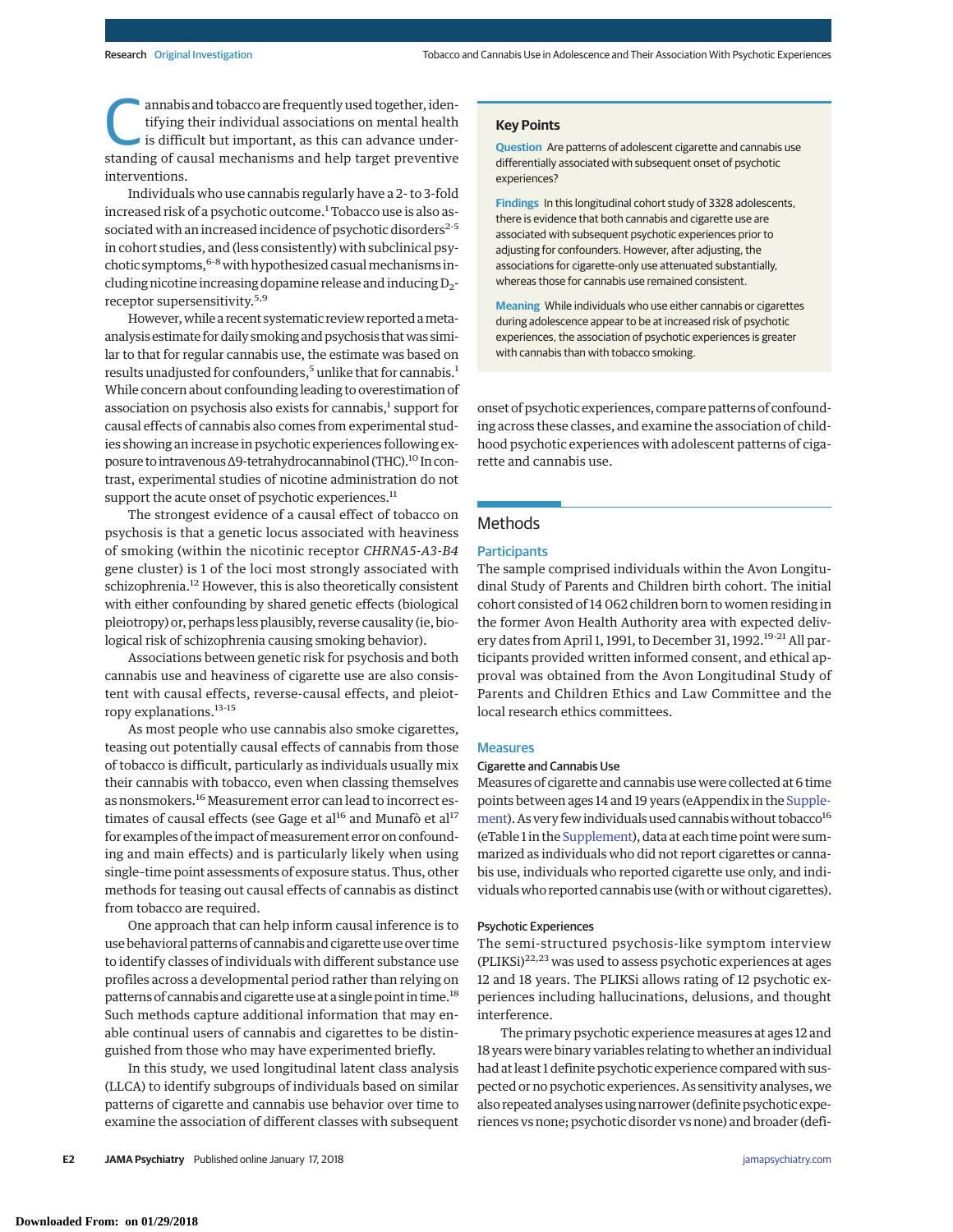Cannabis and tobacco are frequently used together, identifying their individual associations on mental health is difficult but important, as this can advance understanding of causal mechanisms and help target preventive interventions.

Individuals who use cannabis regularly have a 2- to 3-fold increased risk of a psychotic outcome.[1] Tobacco use is also associated with an increased incidence of psychotic disorders[2-5] in cohort studies, and (less consistently) with subclinical psychotic symptoms,[6-8] with hypothesized casual mechanisms including nicotine increasing dopamine release and inducing $D_2$-receptor supersensitivity.[5,9]

However, while a recent systematic review reported a meta-analysis estimate for daily smoking and psychosis that was similar to that for regular cannabis use, the estimate was based on results unadjusted for confounders,[5] unlike that for cannabis.[1] While concern about confounding leading to overestimation of association on psychosis also exists for cannabis,[1] support for causal effects of cannabis also comes from experimental studies showing an increase in psychotic experiences following exposure to intravenous Δ9-tetrahydrocannabinol (THC).[10] In contrast, experimental studies of nicotine administration do not support the acute onset of psychotic experiences.[11]

The strongest evidence of a causal effect of tobacco on psychosis is that a genetic locus associated with heaviness of smoking (within the nicotinic receptor *CHRNA5-A3-B4* gene cluster) is 1 of the loci most strongly associated with schizophrenia.[12] However, this is also theoretically consistent with either confounding by shared genetic effects (biological pleiotropy) or, perhaps less plausibly, reverse causality (ie, biological risk of schizophrenia causing smoking behavior).

Associations between genetic risk for psychosis and both cannabis use and heaviness of cigarette use are also consistent with causal effects, reverse-causal effects, and pleiotropy explanations.[13-15]

As most people who use cannabis also smoke cigarettes, teasing out potentially causal effects of cannabis from those of tobacco is difficult, particularly as individuals usually mix their cannabis with tobacco, even when classing themselves as nonsmokers.[16] Measurement error can lead to incorrect estimates of causal effects (see Gage et al[16] and Munafò et al[17] for examples of the impact of measurement error on confounding and main effects) and is particularly likely when using single–time point assessments of exposure status. Thus, other methods for teasing out causal effects of cannabis as distinct from tobacco are required.

One approach that can help inform causal inference is to use behavioral patterns of cannabis and cigarette use over time to identify classes of individuals with different substance use profiles across a developmental period rather than relying on patterns of cannabis and cigarette use at a single point in time.[18] Such methods capture additional information that may enable continual users of cannabis and cigarettes to be distinguished from those who may have experimented briefly.

In this study, we used longitudinal latent class analysis (LLCA) to identify subgroups of individuals based on similar patterns of cigarette and cannabis use behavior over time to examine the association of different classes with subsequent onset of psychotic experiences, compare patterns of confounding across these classes, and examine the association of childhood psychotic experiences with adolescent patterns of cigarette and cannabis use.

**Key Points**

**Question** Are patterns of adolescent cigarette and cannabis use differentially associated with subsequent onset of psychotic experiences?

**Findings** In this longitudinal cohort study of 3328 adolescents, there is evidence that both cannabis and cigarette use are associated with subsequent psychotic experiences prior to adjusting for confounders. However, after adjusting, the associations for cigarette-only use attenuated substantially, whereas those for cannabis use remained consistent.

**Meaning** While individuals who use either cannabis or cigarettes during adolescence appear to be at increased risk of psychotic experiences, the association of psychotic experiences is greater with cannabis than with tobacco smoking.

## Methods

### Participants

The sample comprised individuals within the Avon Longitudinal Study of Parents and Children birth cohort. The initial cohort consisted of 14 062 children born to women residing in the former Avon Health Authority area with expected delivery dates from April 1, 1991, to December 31, 1992.[19-21] All participants provided written informed consent, and ethical approval was obtained from the Avon Longitudinal Study of Parents and Children Ethics and Law Committee and the local research ethics committees.

### Measures

#### Cigarette and Cannabis Use

Measures of cigarette and cannabis use were collected at 6 time points between ages 14 and 19 years (eAppendix in the Supplement). As very few individuals used cannabis without tobacco[16] (eTable 1 in the Supplement), data at each time point were summarized as individuals who did not report cigarettes or cannabis use, individuals who reported cigarette use only, and individuals who reported cannabis use (with or without cigarettes).

#### Psychotic Experiences

The semi-structured psychosis-like symptom interview (PLIKSi)[22,23] was used to assess psychotic experiences at ages 12 and 18 years. The PLIKSi allows rating of 12 psychotic experiences including hallucinations, delusions, and thought interference.

The primary psychotic experience measures at ages 12 and 18 years were binary variables relating to whether an individual had at least 1 definite psychotic experience compared with suspected or no psychotic experiences. As sensitivity analyses, we also repeated analyses using narrower (definite psychotic experiences vs none; psychotic disorder vs none) and broader (defi-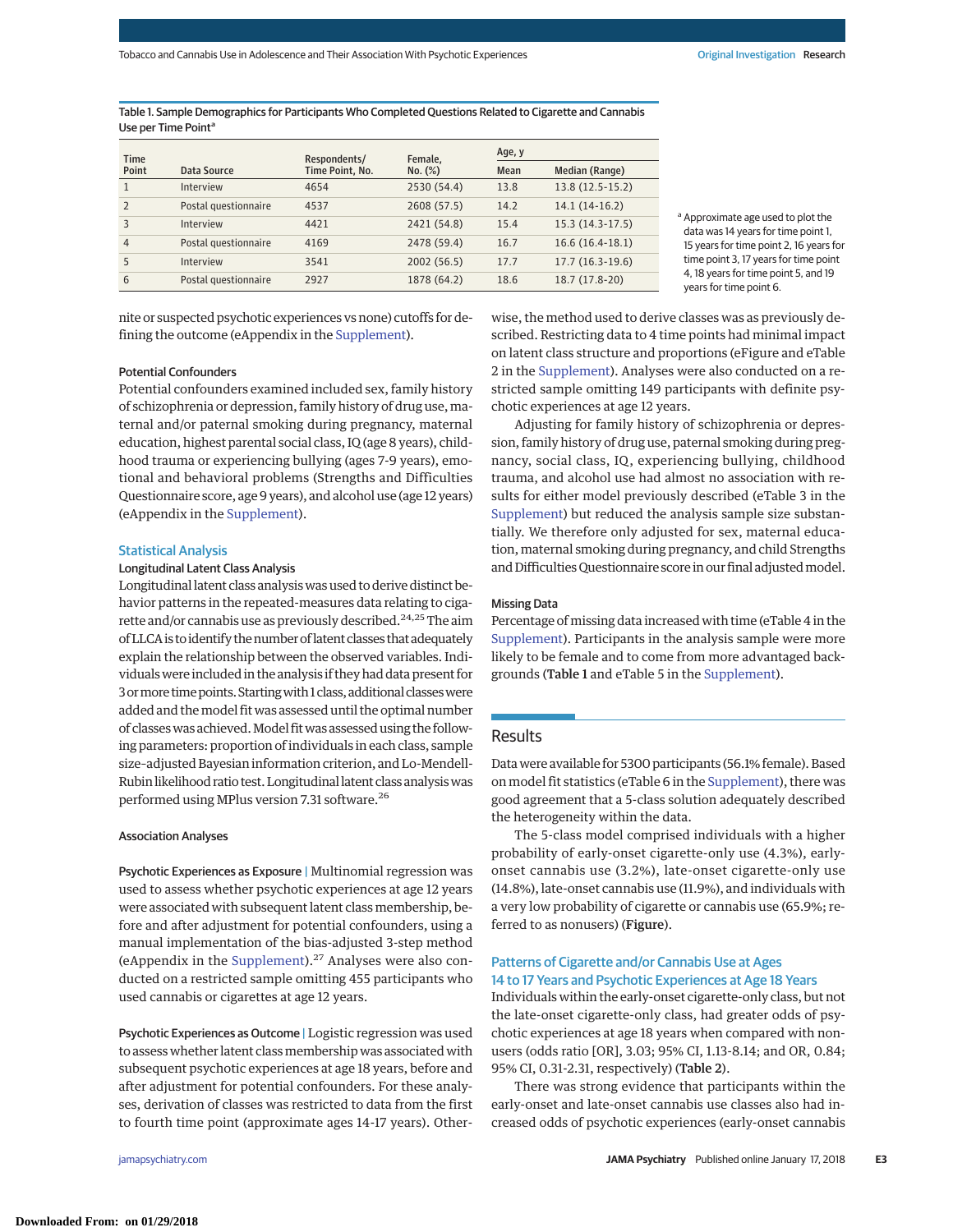Table 1. Sample Demographics for Participants Who Completed Questions Related to Cigarette and Cannabis Use per Time Point[a]

| Time Point | Data Source | Respondents/ Time Point, No. | Female, No. (%) | Age, y | |
|---|---|---|---|---|---|
| | | | | Mean | Median (Range) |
| 1 | Interview | 4654 | 2530 (54.4) | 13.8 | 13.8 (12.5-15.2) |
| 2 | Postal questionnaire | 4537 | 2608 (57.5) | 14.2 | 14.1 (14-16.2) |
| 3 | Interview | 4421 | 2421 (54.8) | 15.4 | 15.3 (14.3-17.5) |
| 4 | Postal questionnaire | 4169 | 2478 (59.4) | 16.7 | 16.6 (16.4-18.1) |
| 5 | Interview | 3541 | 2002 (56.5) | 17.7 | 17.7 (16.3-19.6) |
| 6 | Postal questionnaire | 2927 | 1878 (64.2) | 18.6 | 18.7 (17.8-20) |

[a] Approximate age used to plot the data was 14 years for time point 1, 15 years for time point 2, 16 years for time point 3, 17 years for time point 4, 18 years for time point 5, and 19 years for time point 6.

nite or suspected psychotic experiences vs none) cutoffs for defining the outcome (eAppendix in the Supplement).

#### Potential Confounders

Potential confounders examined included sex, family history of schizophrenia or depression, family history of drug use, maternal and/or paternal smoking during pregnancy, maternal education, highest parental social class, IQ (age 8 years), childhood trauma or experiencing bullying (ages 7-9 years), emotional and behavioral problems (Strengths and Difficulties Questionnaire score, age 9 years), and alcohol use (age 12 years) (eAppendix in the Supplement).

### Statistical Analysis

#### Longitudinal Latent Class Analysis

Longitudinal latent class analysis was used to derive distinct behavior patterns in the repeated-measures data relating to cigarette and/or cannabis use as previously described.[24,25] The aim of LLCA is to identify the number of latent classes that adequately explain the relationship between the observed variables. Individuals were included in the analysis if they had data present for 3 or more time points. Starting with 1 class, additional classes were added and the model fit was assessed until the optimal number of classes was achieved. Model fit was assessed using the following parameters: proportion of individuals in each class, sample size–adjusted Bayesian information criterion, and Lo-Mendell-Rubin likelihood ratio test. Longitudinal latent class analysis was performed using MPlus version 7.31 software.[26]

#### Association Analyses

**Psychotic Experiences as Exposure** | Multinomial regression was used to assess whether psychotic experiences at age 12 years were associated with subsequent latent class membership, before and after adjustment for potential confounders, using a manual implementation of the bias-adjusted 3-step method (eAppendix in the Supplement).[27] Analyses were also conducted on a restricted sample omitting 455 participants who used cannabis or cigarettes at age 12 years.

**Psychotic Experiences as Outcome** | Logistic regression was used to assess whether latent class membership was associated with subsequent psychotic experiences at age 18 years, before and after adjustment for potential confounders. For these analyses, derivation of classes was restricted to data from the first to fourth time point (approximate ages 14-17 years). Otherwise, the method used to derive classes was as previously described. Restricting data to 4 time points had minimal impact on latent class structure and proportions (eFigure and eTable 2 in the Supplement). Analyses were also conducted on a restricted sample omitting 149 participants with definite psychotic experiences at age 12 years.

Adjusting for family history of schizophrenia or depression, family history of drug use, paternal smoking during pregnancy, social class, IQ, experiencing bullying, childhood trauma, and alcohol use had almost no association with results for either model previously described (eTable 3 in the Supplement) but reduced the analysis sample size substantially. We therefore only adjusted for sex, maternal education, maternal smoking during pregnancy, and child Strengths and Difficulties Questionnaire score in our final adjusted model.

#### Missing Data

Percentage of missing data increased with time (eTable 4 in the Supplement). Participants in the analysis sample were more likely to be female and to come from more advantaged backgrounds (**Table 1** and eTable 5 in the Supplement).

## Results

Data were available for 5300 participants (56.1% female). Based on model fit statistics (eTable 6 in the Supplement), there was good agreement that a 5-class solution adequately described the heterogeneity within the data.

The 5-class model comprised individuals with a higher probability of early-onset cigarette-only use (4.3%), early-onset cannabis use (3.2%), late-onset cigarette-only use (14.8%), late-onset cannabis use (11.9%), and individuals with a very low probability of cigarette or cannabis use (65.9%; referred to as nonusers) (**Figure**).

### Patterns of Cigarette and/or Cannabis Use at Ages 14 to 17 Years and Psychotic Experiences at Age 18 Years

Individuals within the early-onset cigarette-only class, but not the late-onset cigarette-only class, had greater odds of psychotic experiences at age 18 years when compared with nonusers (odds ratio [OR], 3.03; 95% CI, 1.13-8.14; and OR, 0.84; 95% CI, 0.31-2.31, respectively) (**Table 2**).

There was strong evidence that participants within the early-onset and late-onset cannabis use classes also had increased odds of psychotic experiences (early-onset cannabis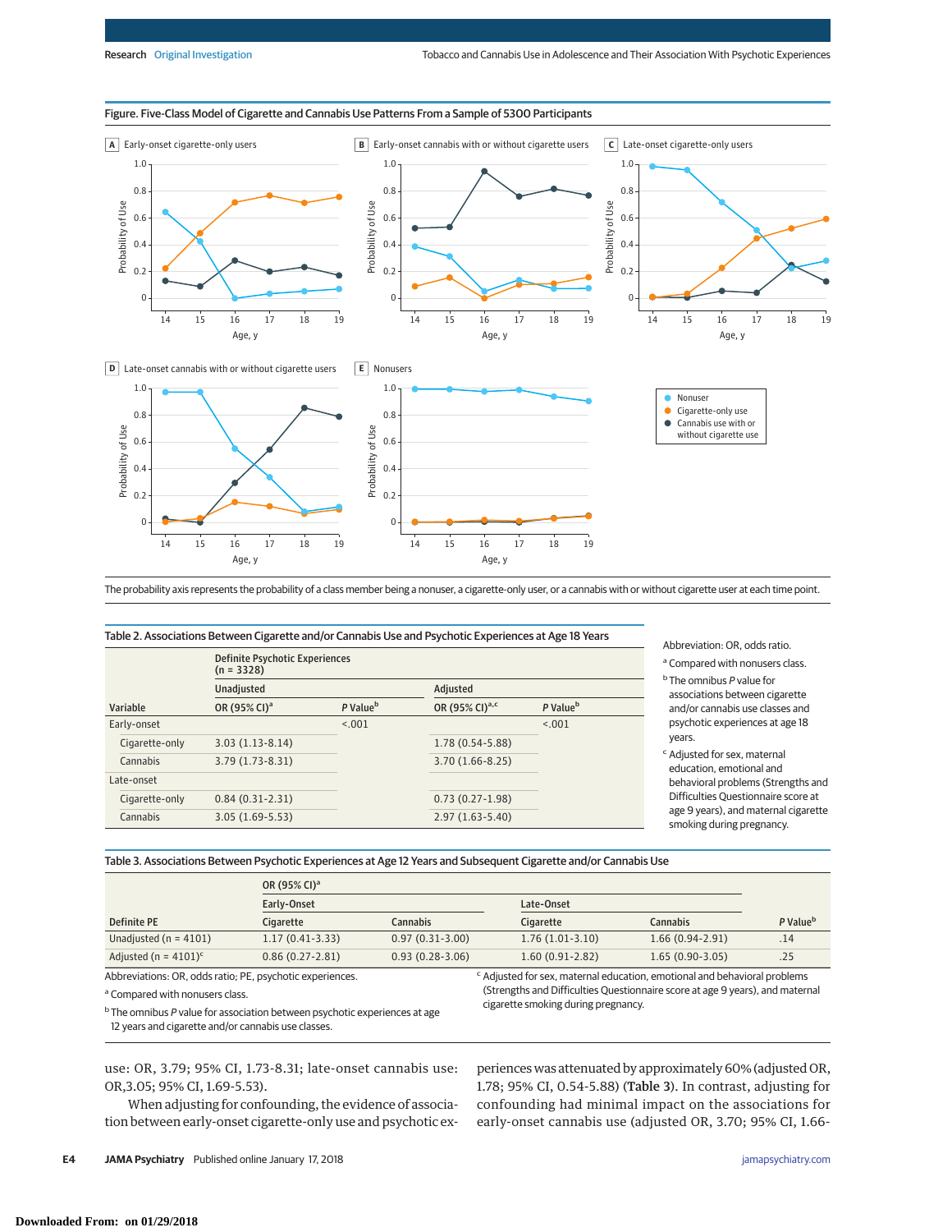Figure. Five-Class Model of Cigarette and Cannabis Use Patterns From a Sample of 5300 Participants

A Early-onset cigarette-only users

B Early-onset cannabis with or without cigarette users

C Late-onset cigarette-only users

D Late-onset cannabis with or without cigarette users

E Nonusers

Nonuser; Cigarette-only use; Cannabis use with or without cigarette use

The probability axis represents the probability of a class member being a nonuser, a cigarette-only user, or a cannabis with or without cigarette user at each time point.

Table 2. Associations Between Cigarette and/or Cannabis Use and Psychotic Experiences at Age 18 Years

| Variable | Definite Psychotic Experiences (n = 3328) | | | |
|---|---|---|---|---|
| | Unadjusted | | Adjusted | |
| | OR (95% CI)[a] | P Value[b] | OR (95% CI)[a,c] | P Value[b] |
| Early-onset | | <.001 | | <.001 |
| Cigarette-only | 3.03 (1.13-8.14) | | 1.78 (0.54-5.88) | |
| Cannabis | 3.79 (1.73-8.31) | | 3.70 (1.66-8.25) | |
| Late-onset | | | | |
| Cigarette-only | 0.84 (0.31-2.31) | | 0.73 (0.27-1.98) | |
| Cannabis | 3.05 (1.69-5.53) | | 2.97 (1.63-5.40) | |

Abbreviation: OR, odds ratio.

[a] Compared with nonusers class.

[b] The omnibus P value for associations between cigarette and/or cannabis use classes and psychotic experiences at age 18 years.

[c] Adjusted for sex, maternal education, emotional and behavioral problems (Strengths and Difficulties Questionnaire score at age 9 years), and maternal cigarette smoking during pregnancy.

Table 3. Associations Between Psychotic Experiences at Age 12 Years and Subsequent Cigarette and/or Cannabis Use

| Definite PE | OR (95% CI)[a] | | | | P Value[b] |
|---|---|---|---|---|---|
| | Early-Onset | | Late-Onset | | |
| | Cigarette | Cannabis | Cigarette | Cannabis | |
| Unadjusted (n = 4101) | 1.17 (0.41-3.33) | 0.97 (0.31-3.00) | 1.76 (1.01-3.10) | 1.66 (0.94-2.91) | .14 |
| Adjusted (n = 4101)[c] | 0.86 (0.27-2.81) | 0.93 (0.28-3.06) | 1.60 (0.91-2.82) | 1.65 (0.90-3.05) | .25 |

Abbreviations: OR, odds ratio; PE, psychotic experiences.

[a] Compared with nonusers class.

[b] The omnibus P value for association between psychotic experiences at age 12 years and cigarette and/or cannabis use classes.

[c] Adjusted for sex, maternal education, emotional and behavioral problems (Strengths and Difficulties Questionnaire score at age 9 years), and maternal cigarette smoking during pregnancy.

use: OR, 3.79; 95% CI, 1.73-8.31; late-onset cannabis use: OR,3.05; 95% CI, 1.69-5.53).

When adjusting for confounding, the evidence of association between early-onset cigarette-only use and psychotic experiences was attenuated by approximately 60% (adjusted OR, 1.78; 95% CI, 0.54-5.88) (Table 3). In contrast, adjusting for confounding had minimal impact on the associations for early-onset cannabis use (adjusted OR, 3.70; 95% CI, 1.66-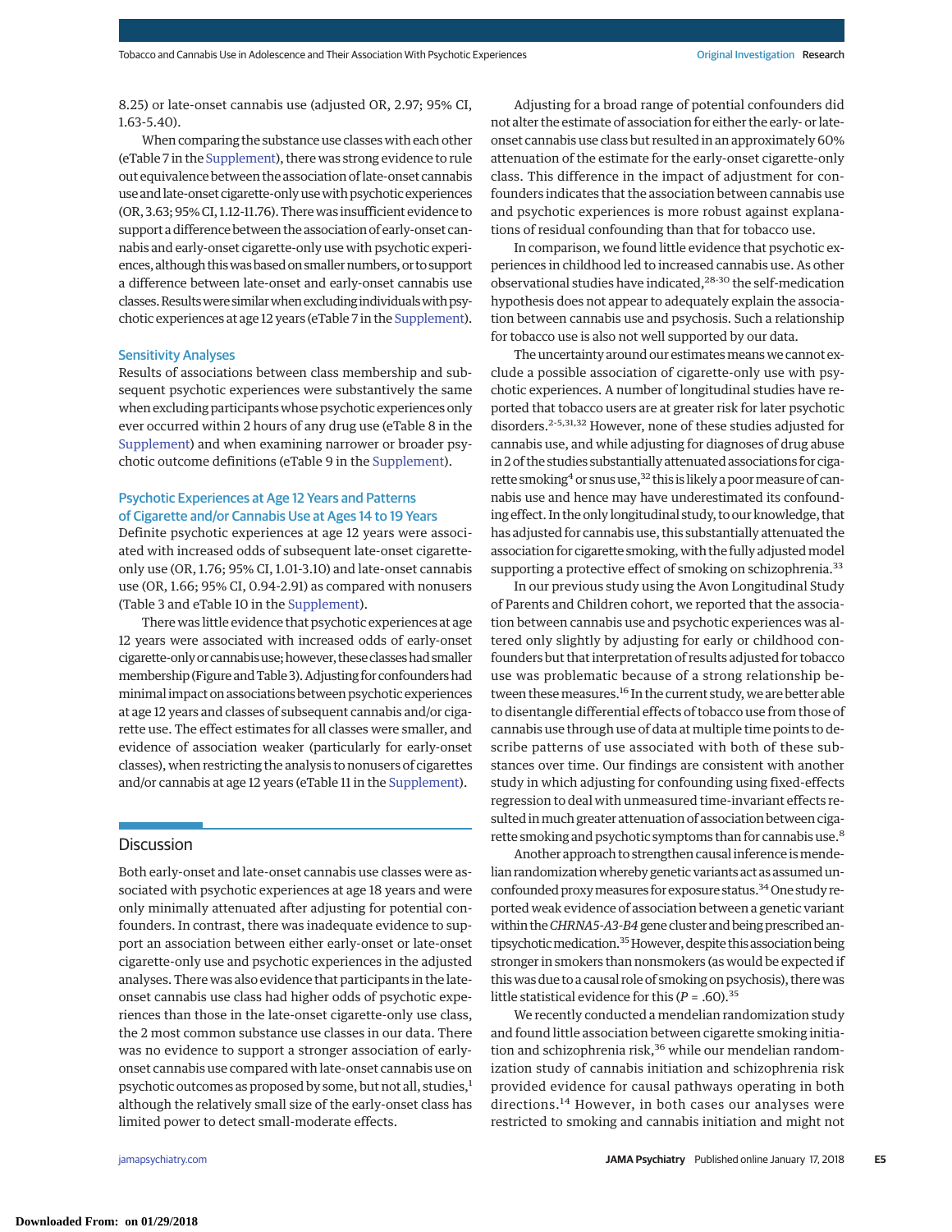8.25) or late-onset cannabis use (adjusted OR, 2.97; 95% CI, 1.63-5.40).

When comparing the substance use classes with each other (eTable 7 in the Supplement), there was strong evidence to rule out equivalence between the association of late-onset cannabis use and late-onset cigarette-only use with psychotic experiences (OR, 3.63; 95% CI, 1.12-11.76). There was insufficient evidence to support a difference between the association of early-onset cannabis and early-onset cigarette-only use with psychotic experiences, although this was based on smaller numbers, or to support a difference between late-onset and early-onset cannabis use classes. Results were similar when excluding individuals with psychotic experiences at age 12 years (eTable 7 in the Supplement).

### Sensitivity Analyses

Results of associations between class membership and subsequent psychotic experiences were substantively the same when excluding participants whose psychotic experiences only ever occurred within 2 hours of any drug use (eTable 8 in the Supplement) and when examining narrower or broader psychotic outcome definitions (eTable 9 in the Supplement).

### Psychotic Experiences at Age 12 Years and Patterns of Cigarette and/or Cannabis Use at Ages 14 to 19 Years

Definite psychotic experiences at age 12 years were associated with increased odds of subsequent late-onset cigarette-only use (OR, 1.76; 95% CI, 1.01-3.10) and late-onset cannabis use (OR, 1.66; 95% CI, 0.94-2.91) as compared with nonusers (Table 3 and eTable 10 in the Supplement).

There was little evidence that psychotic experiences at age 12 years were associated with increased odds of early-onset cigarette-only or cannabis use; however, these classes had smaller membership (Figure and Table 3). Adjusting for confounders had minimal impact on associations between psychotic experiences at age 12 years and classes of subsequent cannabis and/or cigarette use. The effect estimates for all classes were smaller, and evidence of association weaker (particularly for early-onset classes), when restricting the analysis to nonusers of cigarettes and/or cannabis at age 12 years (eTable 11 in the Supplement).

## Discussion

Both early-onset and late-onset cannabis use classes were associated with psychotic experiences at age 18 years and were only minimally attenuated after adjusting for potential confounders. In contrast, there was inadequate evidence to support an association between either early-onset or late-onset cigarette-only use and psychotic experiences in the adjusted analyses. There was also evidence that participants in the late-onset cannabis use class had higher odds of psychotic experiences than those in the late-onset cigarette-only use class, the 2 most common substance use classes in our data. There was no evidence to support a stronger association of early-onset cannabis use compared with late-onset cannabis use on psychotic outcomes as proposed by some, but not all, studies,[1] although the relatively small size of the early-onset class has limited power to detect small-moderate effects.

Adjusting for a broad range of potential confounders did not alter the estimate of association for either the early- or late-onset cannabis use class but resulted in an approximately 60% attenuation of the estimate for the early-onset cigarette-only class. This difference in the impact of adjustment for confounders indicates that the association between cannabis use and psychotic experiences is more robust against explanations of residual confounding than that for tobacco use.

In comparison, we found little evidence that psychotic experiences in childhood led to increased cannabis use. As other observational studies have indicated,[28-30] the self-medication hypothesis does not appear to adequately explain the association between cannabis use and psychosis. Such a relationship for tobacco use is also not well supported by our data.

The uncertainty around our estimates means we cannot exclude a possible association of cigarette-only use with psychotic experiences. A number of longitudinal studies have reported that tobacco users are at greater risk for later psychotic disorders.[2-5,31,32] However, none of these studies adjusted for cannabis use, and while adjusting for diagnoses of drug abuse in 2 of the studies substantially attenuated associations for cigarette smoking[4] or snus use,[32] this is likely a poor measure of cannabis use and hence may have underestimated its confounding effect. In the only longitudinal study, to our knowledge, that has adjusted for cannabis use, this substantially attenuated the association for cigarette smoking, with the fully adjusted model supporting a protective effect of smoking on schizophrenia.[33]

In our previous study using the Avon Longitudinal Study of Parents and Children cohort, we reported that the association between cannabis use and psychotic experiences was altered only slightly by adjusting for early or childhood confounders but that interpretation of results adjusted for tobacco use was problematic because of a strong relationship between these measures.[16] In the current study, we are better able to disentangle differential effects of tobacco use from those of cannabis use through use of data at multiple time points to describe patterns of use associated with both of these substances over time. Our findings are consistent with another study in which adjusting for confounding using fixed-effects regression to deal with unmeasured time-invariant effects resulted in much greater attenuation of association between cigarette smoking and psychotic symptoms than for cannabis use.[8]

Another approach to strengthen causal inference is mendelian randomization whereby genetic variants act as assumed unconfounded proxy measures for exposure status.[34] One study reported weak evidence of association between a genetic variant within the *CHRNA5-A3-B4* gene cluster and being prescribed antipsychotic medication.[35] However, despite this association being stronger in smokers than nonsmokers (as would be expected if this was due to a causal role of smoking on psychosis), there was little statistical evidence for this ($P = .60$).[35]

We recently conducted a mendelian randomization study and found little association between cigarette smoking initiation and schizophrenia risk,[36] while our mendelian randomization study of cannabis initiation and schizophrenia risk provided evidence for causal pathways operating in both directions.[14] However, in both cases our analyses were restricted to smoking and cannabis initiation and might not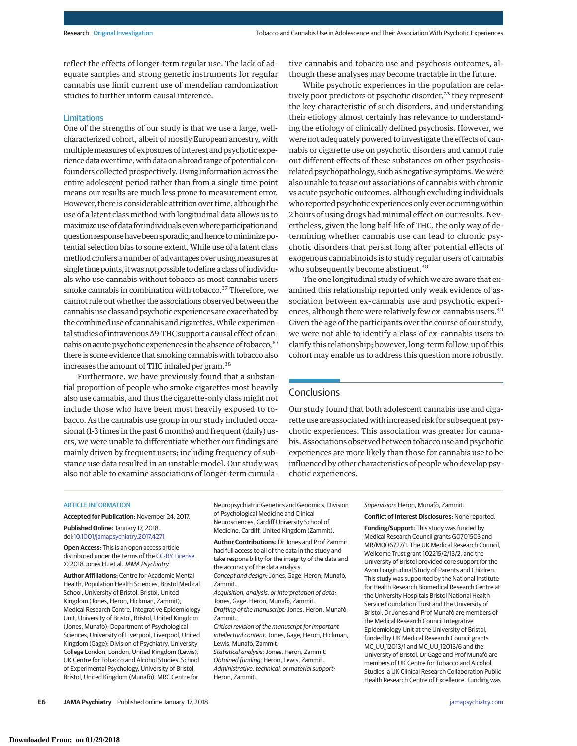reflect the effects of longer-term regular use. The lack of adequate samples and strong genetic instruments for regular cannabis use limit current use of mendelian randomization studies to further inform causal inference.

## Limitations

One of the strengths of our study is that we use a large, well-characterized cohort, albeit of mostly European ancestry, with multiple measures of exposures of interest and psychotic experience data over time, with data on a broad range of potential confounders collected prospectively. Using information across the entire adolescent period rather than from a single time point means our results are much less prone to measurement error. However, there is considerable attrition over time, although the use of a latent class method with longitudinal data allows us to maximize use of data for individuals even where participation and question response have been sporadic, and hence to minimize potential selection bias to some extent. While use of a latent class method confers a number of advantages over using measures at single time points, it was not possible to define a class of individuals who use cannabis without tobacco as most cannabis users smoke cannabis in combination with tobacco.[37] Therefore, we cannot rule out whether the associations observed between the cannabis use class and psychotic experiences are exacerbated by the combined use of cannabis and cigarettes. While experimental studies of intravenous Δ9-THC support a causal effect of cannabis on acute psychotic experiences in the absence of tobacco,[10] there is some evidence that smoking cannabis with tobacco also increases the amount of THC inhaled per gram.[38]

Furthermore, we have previously found that a substantial proportion of people who smoke cigarettes most heavily also use cannabis, and thus the cigarette-only class might not include those who have been most heavily exposed to tobacco. As the cannabis use group in our study included occasional (1-3 times in the past 6 months) and frequent (daily) users, we were unable to differentiate whether our findings are mainly driven by frequent users; including frequency of substance use data resulted in an unstable model. Our study was also not able to examine associations of longer-term cumulative cannabis and tobacco use and psychosis outcomes, although these analyses may become tractable in the future.

While psychotic experiences in the population are relatively poor predictors of psychotic disorder,[23] they represent the key characteristic of such disorders, and understanding their etiology almost certainly has relevance to understanding the etiology of clinically defined psychosis. However, we were not adequately powered to investigate the effects of cannabis or cigarette use on psychotic disorders and cannot rule out different effects of these substances on other psychosis-related psychopathology, such as negative symptoms. We were also unable to tease out associations of cannabis with chronic vs acute psychotic outcomes, although excluding individuals who reported psychotic experiences only ever occurring within 2 hours of using drugs had minimal effect on our results. Nevertheless, given the long half-life of THC, the only way of determining whether cannabis use can lead to chronic psychotic disorders that persist long after potential effects of exogenous cannabinoids is to study regular users of cannabis who subsequently become abstinent.[30]

The one longitudinal study of which we are aware that examined this relationship reported only weak evidence of association between ex-cannabis use and psychotic experiences, although there were relatively few ex-cannabis users.[30] Given the age of the participants over the course of our study, we were not able to identify a class of ex-cannabis users to clarify this relationship; however, long-term follow-up of this cohort may enable us to address this question more robustly.

## Conclusions

Our study found that both adolescent cannabis use and cigarette use are associated with increased risk for subsequent psychotic experiences. This association was greater for cannabis. Associations observed between tobacco use and psychotic experiences are more likely than those for cannabis use to be influenced by other characteristics of people who develop psychotic experiences.

### ARTICLE INFORMATION

**Accepted for Publication:** November 24, 2017.

**Published Online:** January 17, 2018. doi:10.1001/jamapsychiatry.2017.4271

**Open Access:** This is an open access article distributed under the terms of the CC-BY License. © 2018 Jones HJ et al. *JAMA Psychiatry*.

**Author Affiliations:** Centre for Academic Mental Health, Population Health Sciences, Bristol Medical School, University of Bristol, Bristol, United Kingdom (Jones, Heron, Hickman, Zammit); Medical Research Centre, Integrative Epidemiology Unit, University of Bristol, Bristol, United Kingdom (Jones, Munafò); Department of Psychological Sciences, University of Liverpool, Liverpool, United Kingdom (Gage); Division of Psychiatry, University College London, London, United Kingdom (Lewis); UK Centre for Tobacco and Alcohol Studies, School of Experimental Psychology, University of Bristol, Bristol, United Kingdom (Munafò); MRC Centre for Neuropsychiatric Genetics and Genomics, Division of Psychological Medicine and Clinical Neurosciences, Cardiff University School of Medicine, Cardiff, United Kingdom (Zammit).

**Author Contributions:** Dr Jones and Prof Zammit had full access to all of the data in the study and take responsibility for the integrity of the data and the accuracy of the data analysis.
*Concept and design:* Jones, Gage, Heron, Munafò, Zammit.
*Acquisition, analysis, or interpretation of data:* Jones, Gage, Heron, Munafò, Zammit.
*Drafting of the manuscript:* Jones, Heron, Munafò, Zammit.
*Critical revision of the manuscript for important intellectual content:* Jones, Gage, Heron, Hickman, Lewis, Munafò, Zammit.
*Statistical analysis:* Jones, Heron, Zammit.
*Obtained funding:* Heron, Lewis, Zammit.
*Administrative, technical, or material support:* Heron, Zammit.
*Supervision:* Heron, Munafò, Zammit.

**Conflict of Interest Disclosures:** None reported.

**Funding/Support:** This study was funded by Medical Research Council grants G0701503 and MR/M006727/1. The UK Medical Research Council, Wellcome Trust grant 102215/2/13/2, and the University of Bristol provided core support for the Avon Longitudinal Study of Parents and Children. This study was supported by the National Institute for Health Research Biomedical Research Centre at the University Hospitals Bristol National Health Service Foundation Trust and the University of Bristol. Dr Jones and Prof Munafò are members of the Medical Research Council Integrative Epidemiology Unit at the University of Bristol, funded by UK Medical Research Council grants MC_UU_12013/1 and MC_UU_12013/6 and the University of Bristol. Dr Gage and Prof Munafò are members of UK Centre for Tobacco and Alcohol Studies, a UK Clinical Research Collaboration Public Health Research Centre of Excellence. Funding was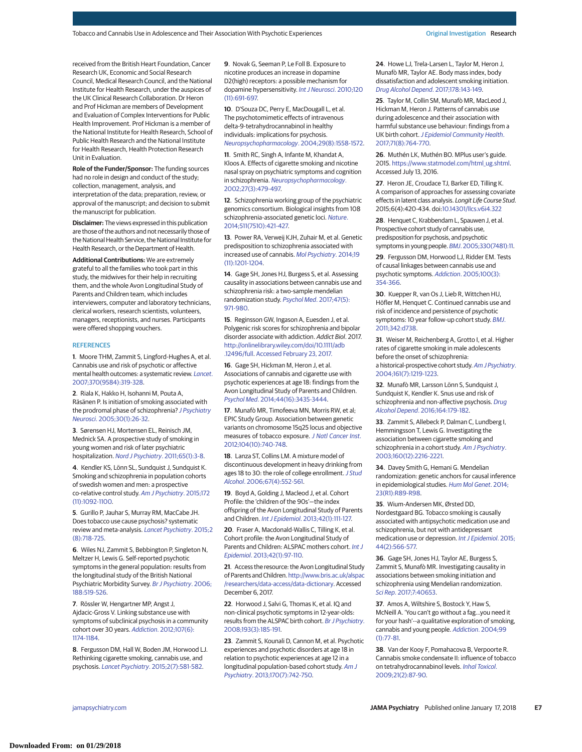received from the British Heart Foundation, Cancer Research UK, Economic and Social Research Council, Medical Research Council, and the National Institute for Health Research, under the auspices of the UK Clinical Research Collaboration. Dr Heron and Prof Hickman are members of Development and Evaluation of Complex Interventions for Public Health Improvement. Prof Hickman is a member of the National Institute for Health Research, School of Public Health Research and the National Institute for Health Research, Health Protection Research Unit in Evaluation.

**Role of the Funder/Sponsor:** The funding sources had no role in design and conduct of the study; collection, management, analysis, and interpretation of the data; preparation, review, or approval of the manuscript; and decision to submit the manuscript for publication.

**Disclaimer:** The views expressed in this publication are those of the authors and not necessarily those of the National Health Service, the National Institute for Health Research, or the Department of Health.

**Additional Contributions:** We are extremely grateful to all the families who took part in this study, the midwives for their help in recruiting them, and the whole Avon Longitudinal Study of Parents and Children team, which includes interviewers, computer and laboratory technicians, clerical workers, research scientists, volunteers, managers, receptionists, and nurses. Participants were offered shopping vouchers.

## REFERENCES

1. Moore THM, Zammit S, Lingford-Hughes A, et al. Cannabis use and risk of psychotic or affective mental health outcomes: a systematic review. *Lancet*. 2007;370(9584):319-328.

2. Riala K, Hakko H, Isohanni M, Pouta A, Räsänen P. Is initiation of smoking associated with the prodromal phase of schizophrenia? *J Psychiatry Neurosci*. 2005;30(1):26-32.

3. Sørensen HJ, Mortensen EL, Reinisch JM, Mednick SA. A prospective study of smoking in young women and risk of later psychiatric hospitalization. *Nord J Psychiatry*. 2011;65(1):3-8.

4. Kendler KS, Lönn SL, Sundquist J, Sundquist K. Smoking and schizophrenia in population cohorts of swedish women and men: a prospective co-relative control study. *Am J Psychiatry*. 2015;172(11):1092-1100.

5. Gurillo P, Jauhar S, Murray RM, MacCabe JH. Does tobacco use cause psychosis? systematic review and meta-analysis. *Lancet Psychiatry*. 2015;2(8):718-725.

6. Wiles NJ, Zammit S, Bebbington P, Singleton N, Meltzer H, Lewis G. Self-reported psychotic symptoms in the general population: results from the longitudinal study of the British National Psychiatric Morbidity Survey. *Br J Psychiatry*. 2006;188:519-526.

7. Rössler W, Hengartner MP, Angst J, Ajdacic-Gross V. Linking substance use with symptoms of subclinical psychosis in a community cohort over 30 years. *Addiction*. 2012;107(6):1174-1184.

8. Fergusson DM, Hall W, Boden JM, Horwood LJ. Rethinking cigarette smoking, cannabis use, and psychosis. *Lancet Psychiatry*. 2015;2(7):581-582.

9. Novak G, Seeman P, Le Foll B. Exposure to nicotine produces an increase in dopamine D2(high) receptors: a possible mechanism for dopamine hypersensitivity. *Int J Neurosci*. 2010;120(11):691-697.

10. D'Souza DC, Perry E, MacDougall L, et al. The psychotomimetic effects of intravenous delta-9-tetrahydrocannabinol in healthy individuals: implications for psychosis. *Neuropsychopharmacology*. 2004;29(8):1558-1572.

11. Smith RC, Singh A, Infante M, Khandat A, Kloos A. Effects of cigarette smoking and nicotine nasal spray on psychiatric symptoms and cognition in schizophrenia. *Neuropsychopharmacology*. 2002;27(3):479-497.

12. Schizophrenia working group of the psychiatric genomics consortium. Biological insights from 108 schizophrenia-associated genetic loci. *Nature*. 2014;511(7510):421-427.

13. Power RA, Verweij KJH, Zuhair M, et al. Genetic predisposition to schizophrenia associated with increased use of cannabis. *Mol Psychiatry*. 2014;19(11):1201-1204.

14. Gage SH, Jones HJ, Burgess S, et al. Assessing causality in associations between cannabis use and schizophrenia risk: a two-sample mendelian randomization study. *Psychol Med*. 2017;47(5):971-980.

15. Reginsson GW, Ingason A, Euesden J, et al. Polygenic risk scores for schizophrenia and bipolar disorder associate with addiction. *Addict Biol*. 2017. http://onlinelibrary.wiley.com/doi/10.1111/adb.12496/full. Accessed February 23, 2017.

16. Gage SH, Hickman M, Heron J, et al. Associations of cannabis and cigarette use with psychotic experiences at age 18: findings from the Avon Longitudinal Study of Parents and Children. *Psychol Med*. 2014;44(16):3435-3444.

17. Munafò MR, Timofeeva MN, Morris RW, et al; EPIC Study Group. Association between genetic variants on chromosome 15q25 locus and objective measures of tobacco exposure. *J Natl Cancer Inst*. 2012;104(10):740-748.

18. Lanza ST, Collins LM. A mixture model of discontinuous development in heavy drinking from ages 18 to 30: the role of college enrollment. *J Stud Alcohol*. 2006;67(4):552-561.

19. Boyd A, Golding J, Macleod J, et al. Cohort Profile: the 'children of the 90s'—the index offspring of the Avon Longitudinal Study of Parents and Children. *Int J Epidemiol*. 2013;42(1):111-127.

20. Fraser A, Macdonald-Wallis C, Tilling K, et al. Cohort profile: the Avon Longitudinal Study of Parents and Children: ALSPAC mothers cohort. *Int J Epidemiol*. 2013;42(1):97-110.

21. Access the resource: the Avon Longitudinal Study of Parents and Children. http://www.bris.ac.uk/alspac/researchers/data-access/data-dictionary. Accessed December 6, 2017.

22. Horwood J, Salvi G, Thomas K, et al. IQ and non-clinical psychotic symptoms in 12-year-olds: results from the ALSPAC birth cohort. *Br J Psychiatry*. 2008;193(3):185-191.

23. Zammit S, Kounali D, Cannon M, et al. Psychotic experiences and psychotic disorders at age 18 in relation to psychotic experiences at age 12 in a longitudinal population-based cohort study. *Am J Psychiatry*. 2013;170(7):742-750.

24. Howe LJ, Trela-Larsen L, Taylor M, Heron J, Munafò MR, Taylor AE. Body mass index, body dissatisfaction and adolescent smoking initiation. *Drug Alcohol Depend*. 2017;178:143-149.

25. Taylor M, Collin SM, Munafò MR, MacLeod J, Hickman M, Heron J. Patterns of cannabis use during adolescence and their association with harmful substance use behaviour: findings from a UK birth cohort. *J Epidemiol Community Health*. 2017;71(8):764-770.

26. Muthén LK, Muthén BO. MPlus user's guide. 2015. https://www.statmodel.com/html_ug.shtml. Accessed July 13, 2016.

27. Heron JE, Croudace TJ, Barker ED, Tilling K. A comparison of approaches for assessing covariate effects in latent class analysis. *Longit Life Course Stud*. 2015;6(4):420-434. doi:10.14301/llcs.v6i4.322

28. Henquet C, Krabbendam L, Spauwen J, et al. Prospective cohort study of cannabis use, predisposition for psychosis, and psychotic symptoms in young people. *BMJ*. 2005;330(7481):11.

29. Fergusson DM, Horwood LJ, Ridder EM. Tests of causal linkages between cannabis use and psychotic symptoms. *Addiction*. 2005;100(3):354-366.

30. Kuepper R, van Os J, Lieb R, Wittchen HU, Höfler M, Henquet C. Continued cannabis use and risk of incidence and persistence of psychotic symptoms: 10 year follow-up cohort study. *BMJ*. 2011;342:d738.

31. Weiser M, Reichenberg A, Grotto I, et al. Higher rates of cigarette smoking in male adolescents before the onset of schizophrenia: a historical-prospective cohort study. *Am J Psychiatry*. 2004;161(7):1219-1223.

32. Munafò MR, Larsson Lönn S, Sundquist J, Sundquist K, Kendler K. Snus use and risk of schizophrenia and non-affective psychosis. *Drug Alcohol Depend*. 2016;164:179-182.

33. Zammit S, Allebeck P, Dalman C, Lundberg I, Hemmingsson T, Lewis G. Investigating the association between cigarette smoking and schizophrenia in a cohort study. *Am J Psychiatry*. 2003;160(12):2216-2221.

34. Davey Smith G, Hemani G. Mendelian randomization: genetic anchors for causal inference in epidemiological studies. *Hum Mol Genet*. 2014;23(R1):R89-R98.

35. Wium-Andersen MK, Ørsted DD, Nordestgaard BG. Tobacco smoking is causally associated with antipsychotic medication use and schizophrenia, but not with antidepressant medication use or depression. *Int J Epidemiol*. 2015;44(2):566-577.

36. Gage SH, Jones HJ, Taylor AE, Burgess S, Zammit S, Munafò MR. Investigating causality in associations between smoking initiation and schizophrenia using Mendelian randomization. *Sci Rep*. 2017;7:40653.

37. Amos A, Wiltshire S, Bostock Y, Haw S, McNeill A. 'You can't go without a fag...you need it for your hash'--a qualitative exploration of smoking, cannabis and young people. *Addiction*. 2004;99(1):77-81.

38. Van der Kooy F, Pomahacova B, Verpoorte R. Cannabis smoke condensate II: influence of tobacco on tetrahydrocannabinol levels. *Inhal Toxicol*. 2009;21(2):87-90.